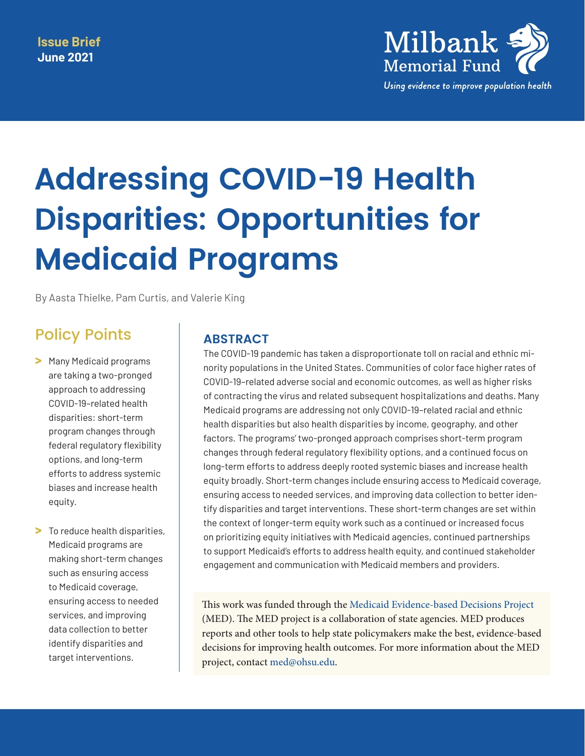Issue Brief
June 2021

Milbank Memorial Fund
*Using evidence to improve population health*

# Addressing COVID-19 Health Disparities: Opportunities for Medicaid Programs

By Aasta Thielke, Pam Curtis, and Valerie King

## Policy Points

- Many Medicaid programs are taking a two-pronged approach to addressing COVID-19–related health disparities: short-term program changes through federal regulatory flexibility options, and long-term efforts to address systemic biases and increase health equity.
- To reduce health disparities, Medicaid programs are making short-term changes such as ensuring access to Medicaid coverage, ensuring access to needed services, and improving data collection to better identify disparities and target interventions.

## ABSTRACT

The COVID-19 pandemic has taken a disproportionate toll on racial and ethnic minority populations in the United States. Communities of color face higher rates of COVID-19–related adverse social and economic outcomes, as well as higher risks of contracting the virus and related subsequent hospitalizations and deaths. Many Medicaid programs are addressing not only COVID-19–related racial and ethnic health disparities but also health disparities by income, geography, and other factors. The programs' two-pronged approach comprises short-term program changes through federal regulatory flexibility options, and a continued focus on long-term efforts to address deeply rooted systemic biases and increase health equity broadly. Short-term changes include ensuring access to Medicaid coverage, ensuring access to needed services, and improving data collection to better identify disparities and target interventions. These short-term changes are set within the context of longer-term equity work such as a continued or increased focus on prioritizing equity initiatives with Medicaid agencies, continued partnerships to support Medicaid's efforts to address health equity, and continued stakeholder engagement and communication with Medicaid members and providers.

This work was funded through the Medicaid Evidence-based Decisions Project (MED). The MED project is a collaboration of state agencies. MED produces reports and other tools to help state policymakers make the best, evidence-based decisions for improving health outcomes. For more information about the MED project, contact med@ohsu.edu.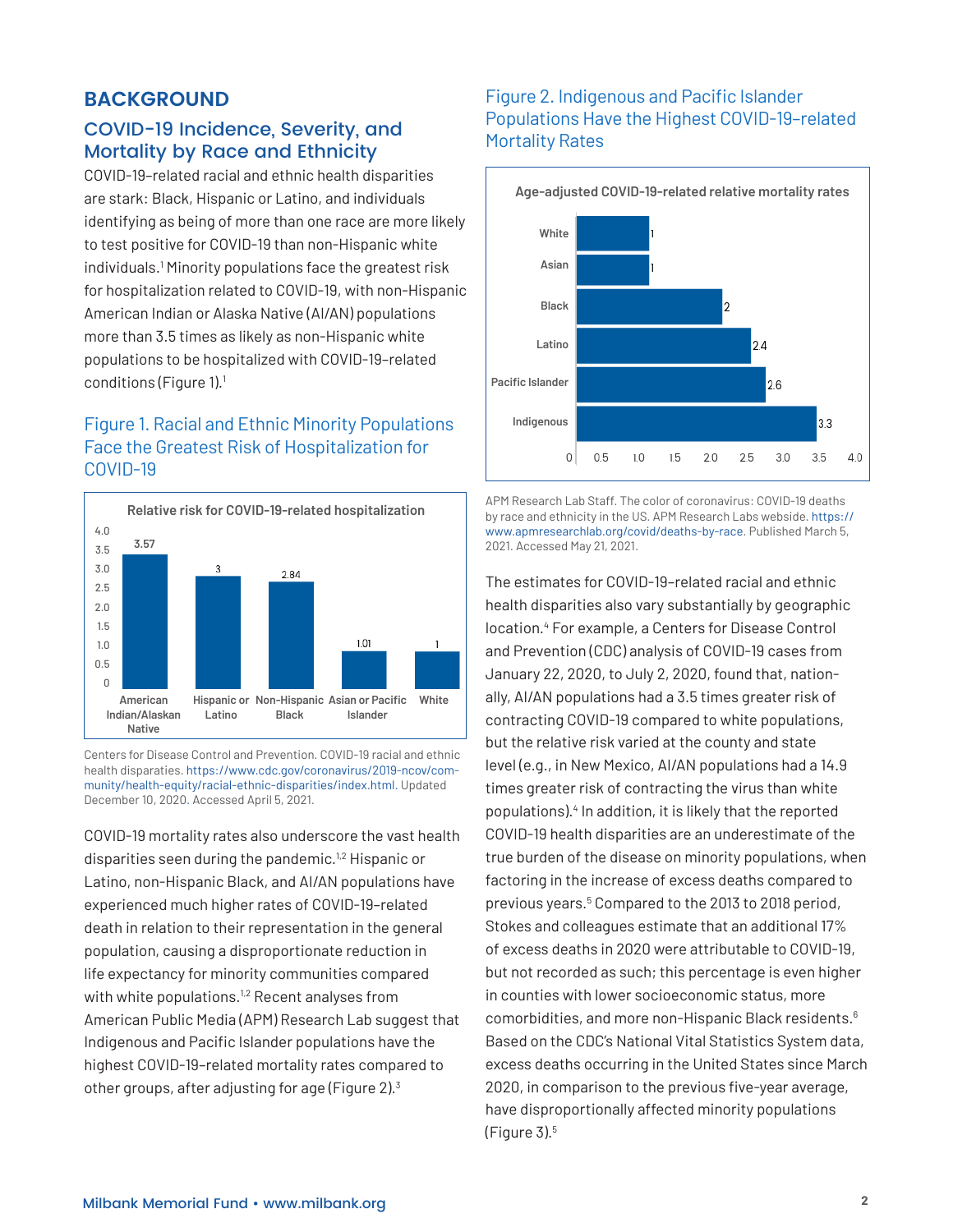## BACKGROUND

### COVID-19 Incidence, Severity, and Mortality by Race and Ethnicity

COVID-19–related racial and ethnic health disparities are stark: Black, Hispanic or Latino, and individuals identifying as being of more than one race are more likely to test positive for COVID-19 than non-Hispanic white individuals.[1] Minority populations face the greatest risk for hospitalization related to COVID-19, with non-Hispanic American Indian or Alaska Native (AI/AN) populations more than 3.5 times as likely as non-Hispanic white populations to be hospitalized with COVID-19–related conditions (Figure 1).[1]

#### Figure 1. Racial and Ethnic Minority Populations Face the Greatest Risk of Hospitalization for COVID-19

Relative risk for COVID-19-related hospitalization

| Group | Relative risk |
|---|---|
| American Indian/Alaskan Native | 3.57 |
| Hispanic or Latino | 3 |
| Non-Hispanic Black | 2.84 |
| Asian or Pacific Islander | 1.01 |
| White | 1 |

Centers for Disease Control and Prevention. COVID-19 racial and ethnic health disparities. https://www.cdc.gov/coronavirus/2019-ncov/community/health-equity/racial-ethnic-disparities/index.html. Updated December 10, 2020. Accessed April 5, 2021.

COVID-19 mortality rates also underscore the vast health disparities seen during the pandemic.[1,2] Hispanic or Latino, non-Hispanic Black, and AI/AN populations have experienced much higher rates of COVID-19–related death in relation to their representation in the general population, causing a disproportionate reduction in life expectancy for minority communities compared with white populations.[1,2] Recent analyses from American Public Media (APM) Research Lab suggest that Indigenous and Pacific Islander populations have the highest COVID-19–related mortality rates compared to other groups, after adjusting for age (Figure 2).[3]

#### Figure 2. Indigenous and Pacific Islander Populations Have the Highest COVID-19–related Mortality Rates

Age-adjusted COVID-19-related relative mortality rates

| Group | Relative mortality rate |
|---|---|
| White | 1 |
| Asian | 1 |
| Black | 2 |
| Latino | 2.4 |
| Pacific Islander | 2.6 |
| Indigenous | 3.3 |

APM Research Lab Staff. The color of coronavirus: COVID-19 deaths by race and ethnicity in the US. APM Research Labs webside. https://www.apmresearchlab.org/covid/deaths-by-race. Published March 5, 2021. Accessed May 21, 2021.

The estimates for COVID-19–related racial and ethnic health disparities also vary substantially by geographic location.[4] For example, a Centers for Disease Control and Prevention (CDC) analysis of COVID-19 cases from January 22, 2020, to July 2, 2020, found that, nationally, AI/AN populations had a 3.5 times greater risk of contracting COVID-19 compared to white populations, but the relative risk varied at the county and state level (e.g., in New Mexico, AI/AN populations had a 14.9 times greater risk of contracting the virus than white populations).[4] In addition, it is likely that the reported COVID-19 health disparities are an underestimate of the true burden of the disease on minority populations, when factoring in the increase of excess deaths compared to previous years.[5] Compared to the 2013 to 2018 period, Stokes and colleagues estimate that an additional 17% of excess deaths in 2020 were attributable to COVID-19, but not recorded as such; this percentage is even higher in counties with lower socioeconomic status, more comorbidities, and more non-Hispanic Black residents.[6] Based on the CDC's National Vital Statistics System data, excess deaths occurring in the United States since March 2020, in comparison to the previous five-year average, have disproportionally affected minority populations (Figure 3).[5]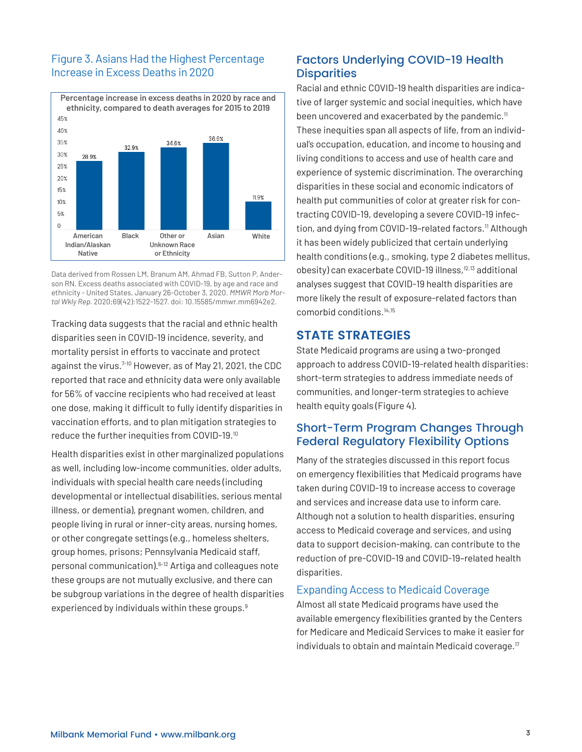### Figure 3. Asians Had the Highest Percentage Increase in Excess Deaths in 2020

**Percentage increase in excess deaths in 2020 by race and ethnicity, compared to death averages for 2015 to 2019**

| Race/Ethnicity | Percentage increase |
|---|---|
| American Indian/Alaskan Native | 28.9% |
| Black | 32.9% |
| Other or Unknown Race or Ethnicity | 34.6% |
| Asian | 36.6% |
| White | 11.9% |

Data derived from Rossen LM, Branum AM, Ahmad FB, Sutton P, Anderson RN. Excess deaths associated with COVID-19, by age and race and ethnicity - United States, January 26-October 3, 2020. *MMWR Morb Mortal Wkly Rep.* 2020;69(42):1522-1527. doi: 10.15585/mmwr.mm6942e2.

Tracking data suggests that the racial and ethnic health disparities seen in COVID-19 incidence, severity, and mortality persist in efforts to vaccinate and protect against the virus.[7-10] However, as of May 21, 2021, the CDC reported that race and ethnicity data were only available for 56% of vaccine recipients who had received at least one dose, making it difficult to fully identify disparities in vaccination efforts, and to plan mitigation strategies to reduce the further inequities from COVID-19.[10]

Health disparities exist in other marginalized populations as well, including low-income communities, older adults, individuals with special health care needs (including developmental or intellectual disabilities, serious mental illness, or dementia), pregnant women, children, and people living in rural or inner-city areas, nursing homes, or other congregate settings (e.g., homeless shelters, group homes, prisons; Pennsylvania Medicaid staff, personal communication).[6-12] Artiga and colleagues note these groups are not mutually exclusive, and there can be subgroup variations in the degree of health disparities experienced by individuals within these groups.[9]

## Factors Underlying COVID-19 Health Disparities

Racial and ethnic COVID-19 health disparities are indicative of larger systemic and social inequities, which have been uncovered and exacerbated by the pandemic.[11] These inequities span all aspects of life, from an individual's occupation, education, and income to housing and living conditions to access and use of health care and experience of systemic discrimination. The overarching disparities in these social and economic indicators of health put communities of color at greater risk for contracting COVID-19, developing a severe COVID-19 infection, and dying from COVID-19–related factors.[11] Although it has been widely publicized that certain underlying health conditions (e.g., smoking, type 2 diabetes mellitus, obesity) can exacerbate COVID-19 illness,[12,13] additional analyses suggest that COVID-19 health disparities are more likely the result of exposure-related factors than comorbid conditions.[14,15]

# STATE STRATEGIES

State Medicaid programs are using a two-pronged approach to address COVID-19-related health disparities: short-term strategies to address immediate needs of communities, and longer-term strategies to achieve health equity goals (Figure 4).

## Short-Term Program Changes Through Federal Regulatory Flexibility Options

Many of the strategies discussed in this report focus on emergency flexibilities that Medicaid programs have taken during COVID-19 to increase access to coverage and services and increase data use to inform care. Although not a solution to health disparities, ensuring access to Medicaid coverage and services, and using data to support decision-making, can contribute to the reduction of pre-COVID-19 and COVID-19–related health disparities.

### Expanding Access to Medicaid Coverage

Almost all state Medicaid programs have used the available emergency flexibilities granted by the Centers for Medicare and Medicaid Services to make it easier for individuals to obtain and maintain Medicaid coverage.[17]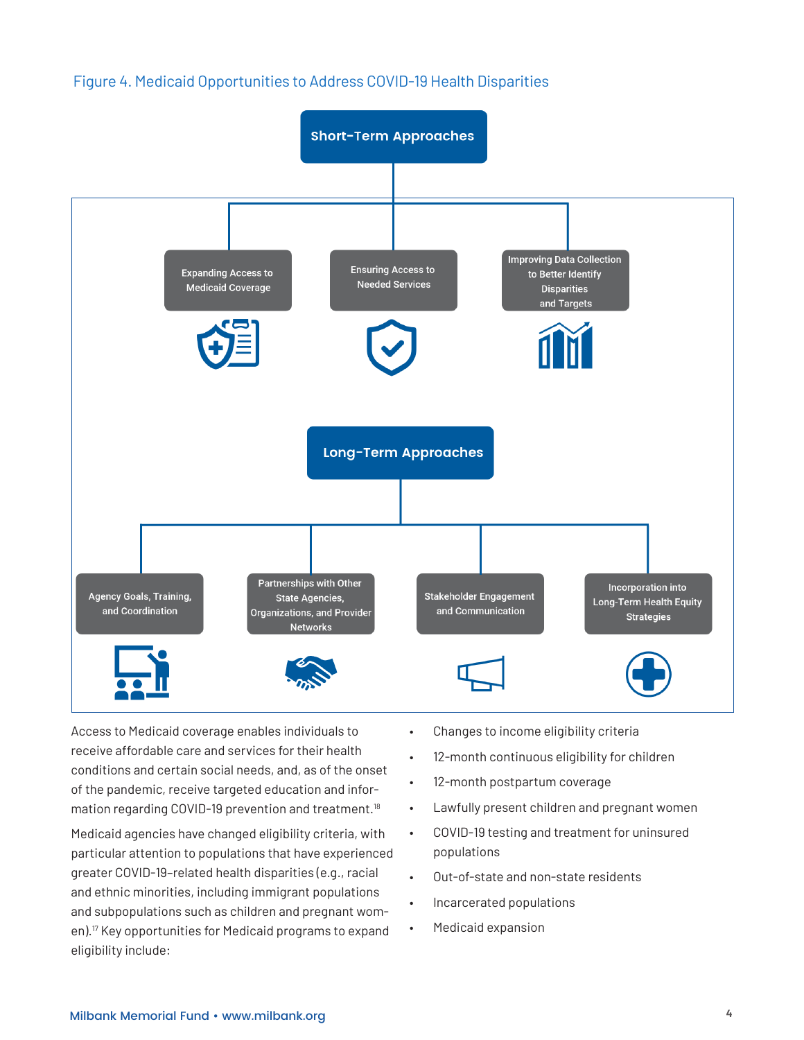Figure 4. Medicaid Opportunities to Address COVID-19 Health Disparities

**Short-Term Approaches**

- Expanding Access to Medicaid Coverage
- Ensuring Access to Needed Services
- Improving Data Collection to Better Identify Disparities and Targets

**Long-Term Approaches**

- Agency Goals, Training, and Coordination
- Partnerships with Other State Agencies, Organizations, and Provider Networks
- Stakeholder Engagement and Communication
- Incorporation into Long-Term Health Equity Strategies

Access to Medicaid coverage enables individuals to receive affordable care and services for their health conditions and certain social needs, and, as of the onset of the pandemic, receive targeted education and information regarding COVID-19 prevention and treatment.[18]

Medicaid agencies have changed eligibility criteria, with particular attention to populations that have experienced greater COVID-19–related health disparities (e.g., racial and ethnic minorities, including immigrant populations and subpopulations such as children and pregnant women).[17] Key opportunities for Medicaid programs to expand eligibility include:

- Changes to income eligibility criteria
- 12-month continuous eligibility for children
- 12-month postpartum coverage
- Lawfully present children and pregnant women
- COVID-19 testing and treatment for uninsured populations
- Out-of-state and non-state residents
- Incarcerated populations
- Medicaid expansion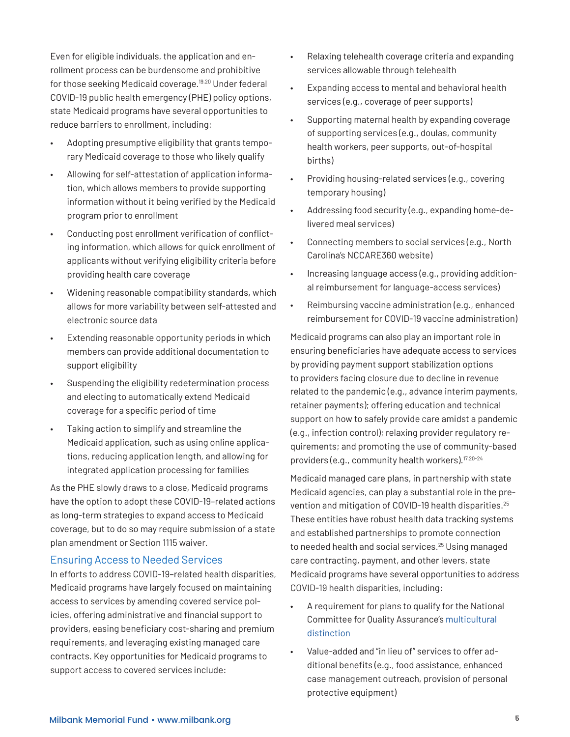Even for eligible individuals, the application and enrollment process can be burdensome and prohibitive for those seeking Medicaid coverage.[19,20] Under federal COVID-19 public health emergency (PHE) policy options, state Medicaid programs have several opportunities to reduce barriers to enrollment, including:

- Adopting presumptive eligibility that grants temporary Medicaid coverage to those who likely qualify
- Allowing for self-attestation of application information, which allows members to provide supporting information without it being verified by the Medicaid program prior to enrollment
- Conducting post enrollment verification of conflicting information, which allows for quick enrollment of applicants without verifying eligibility criteria before providing health care coverage
- Widening reasonable compatibility standards, which allows for more variability between self-attested and electronic source data
- Extending reasonable opportunity periods in which members can provide additional documentation to support eligibility
- Suspending the eligibility redetermination process and electing to automatically extend Medicaid coverage for a specific period of time
- Taking action to simplify and streamline the Medicaid application, such as using online applications, reducing application length, and allowing for integrated application processing for families

As the PHE slowly draws to a close, Medicaid programs have the option to adopt these COVID-19–related actions as long-term strategies to expand access to Medicaid coverage, but to do so may require submission of a state plan amendment or Section 1115 waiver.

## Ensuring Access to Needed Services

In efforts to address COVID-19–related health disparities, Medicaid programs have largely focused on maintaining access to services by amending covered service policies, offering administrative and financial support to providers, easing beneficiary cost-sharing and premium requirements, and leveraging existing managed care contracts. Key opportunities for Medicaid programs to support access to covered services include:

- Relaxing telehealth coverage criteria and expanding services allowable through telehealth
- Expanding access to mental and behavioral health services (e.g., coverage of peer supports)
- Supporting maternal health by expanding coverage of supporting services (e.g., doulas, community health workers, peer supports, out-of-hospital births)
- Providing housing-related services (e.g., covering temporary housing)
- Addressing food security (e.g., expanding home-delivered meal services)
- Connecting members to social services (e.g., North Carolina's NCCARE360 website)
- Increasing language access (e.g., providing additional reimbursement for language-access services)
- Reimbursing vaccine administration (e.g., enhanced reimbursement for COVID-19 vaccine administration)

Medicaid programs can also play an important role in ensuring beneficiaries have adequate access to services by providing payment support stabilization options to providers facing closure due to decline in revenue related to the pandemic (e.g., advance interim payments, retainer payments); offering education and technical support on how to safely provide care amidst a pandemic (e.g., infection control); relaxing provider regulatory requirements; and promoting the use of community-based providers (e.g., community health workers).[17,20-24]

Medicaid managed care plans, in partnership with state Medicaid agencies, can play a substantial role in the prevention and mitigation of COVID-19 health disparities.[25] These entities have robust health data tracking systems and established partnerships to promote connection to needed health and social services.[25] Using managed care contracting, payment, and other levers, state Medicaid programs have several opportunities to address COVID-19 health disparities, including:

- A requirement for plans to qualify for the National Committee for Quality Assurance's multicultural distinction
- Value-added and "in lieu of" services to offer additional benefits (e.g., food assistance, enhanced case management outreach, provision of personal protective equipment)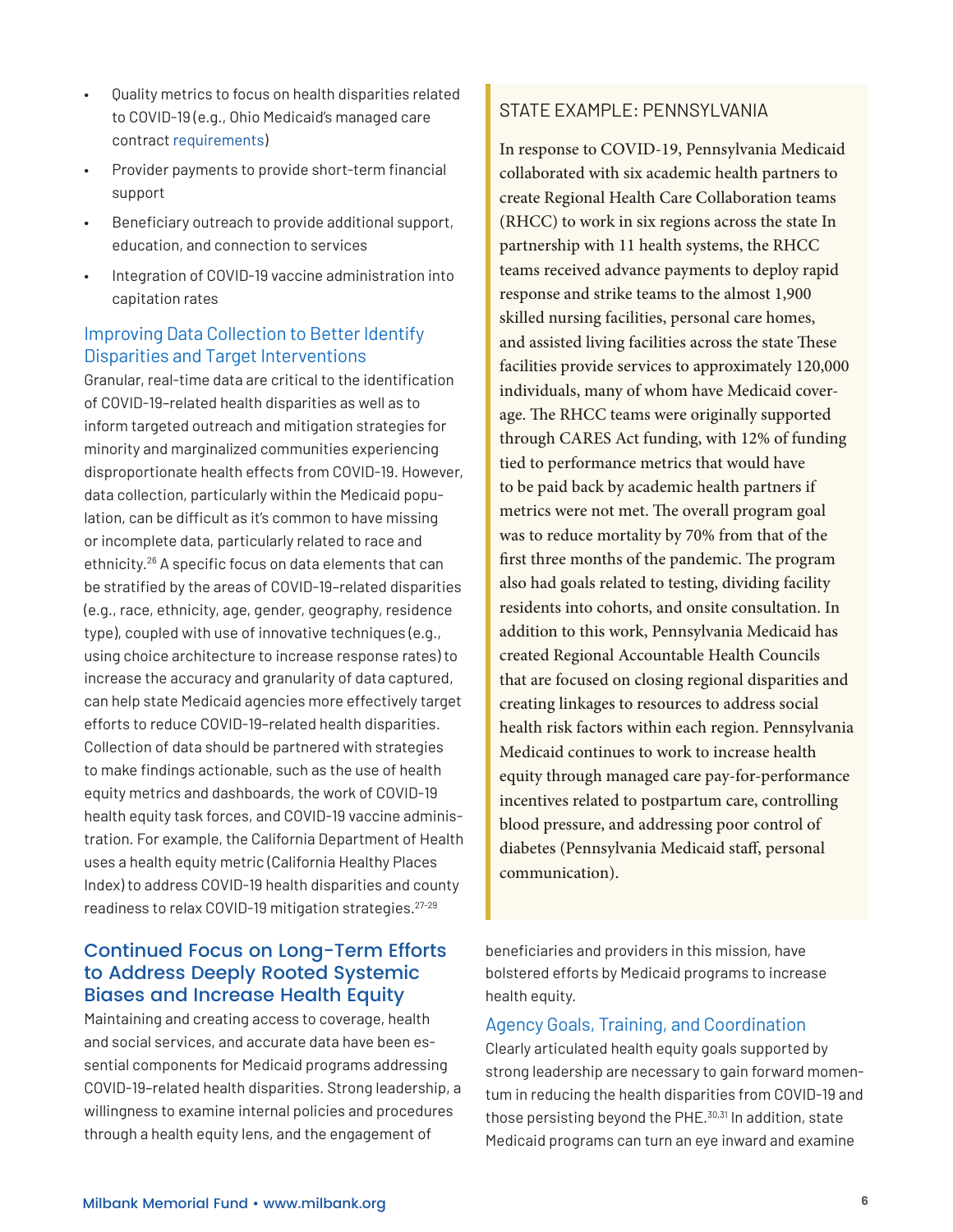- Quality metrics to focus on health disparities related to COVID-19 (e.g., Ohio Medicaid's managed care contract requirements)
- Provider payments to provide short-term financial support
- Beneficiary outreach to provide additional support, education, and connection to services
- Integration of COVID-19 vaccine administration into capitation rates

### Improving Data Collection to Better Identify Disparities and Target Interventions

Granular, real-time data are critical to the identification of COVID-19–related health disparities as well as to inform targeted outreach and mitigation strategies for minority and marginalized communities experiencing disproportionate health effects from COVID-19. However, data collection, particularly within the Medicaid population, can be difficult as it's common to have missing or incomplete data, particularly related to race and ethnicity.[26] A specific focus on data elements that can be stratified by the areas of COVID-19–related disparities (e.g., race, ethnicity, age, gender, geography, residence type), coupled with use of innovative techniques (e.g., using choice architecture to increase response rates) to increase the accuracy and granularity of data captured, can help state Medicaid agencies more effectively target efforts to reduce COVID-19–related health disparities. Collection of data should be partnered with strategies to make findings actionable, such as the use of health equity metrics and dashboards, the work of COVID-19 health equity task forces, and COVID-19 vaccine administration. For example, the California Department of Health uses a health equity metric (California Healthy Places Index) to address COVID-19 health disparities and county readiness to relax COVID-19 mitigation strategies.[27-29]

## Continued Focus on Long-Term Efforts to Address Deeply Rooted Systemic Biases and Increase Health Equity

Maintaining and creating access to coverage, health and social services, and accurate data have been essential components for Medicaid programs addressing COVID-19–related health disparities. Strong leadership, a willingness to examine internal policies and procedures through a health equity lens, and the engagement of beneficiaries and providers in this mission, have bolstered efforts by Medicaid programs to increase health equity.

> **STATE EXAMPLE: PENNSYLVANIA**
>
> In response to COVID-19, Pennsylvania Medicaid collaborated with six academic health partners to create Regional Health Care Collaboration teams (RHCC) to work in six regions across the state In partnership with 11 health systems, the RHCC teams received advance payments to deploy rapid response and strike teams to the almost 1,900 skilled nursing facilities, personal care homes, and assisted living facilities across the state These facilities provide services to approximately 120,000 individuals, many of whom have Medicaid coverage. The RHCC teams were originally supported through CARES Act funding, with 12% of funding tied to performance metrics that would have to be paid back by academic health partners if metrics were not met. The overall program goal was to reduce mortality by 70% from that of the first three months of the pandemic. The program also had goals related to testing, dividing facility residents into cohorts, and onsite consultation. In addition to this work, Pennsylvania Medicaid has created Regional Accountable Health Councils that are focused on closing regional disparities and creating linkages to resources to address social health risk factors within each region. Pennsylvania Medicaid continues to work to increase health equity through managed care pay-for-performance incentives related to postpartum care, controlling blood pressure, and addressing poor control of diabetes (Pennsylvania Medicaid staff, personal communication).

### Agency Goals, Training, and Coordination

Clearly articulated health equity goals supported by strong leadership are necessary to gain forward momentum in reducing the health disparities from COVID-19 and those persisting beyond the PHE.[30,31] In addition, state Medicaid programs can turn an eye inward and examine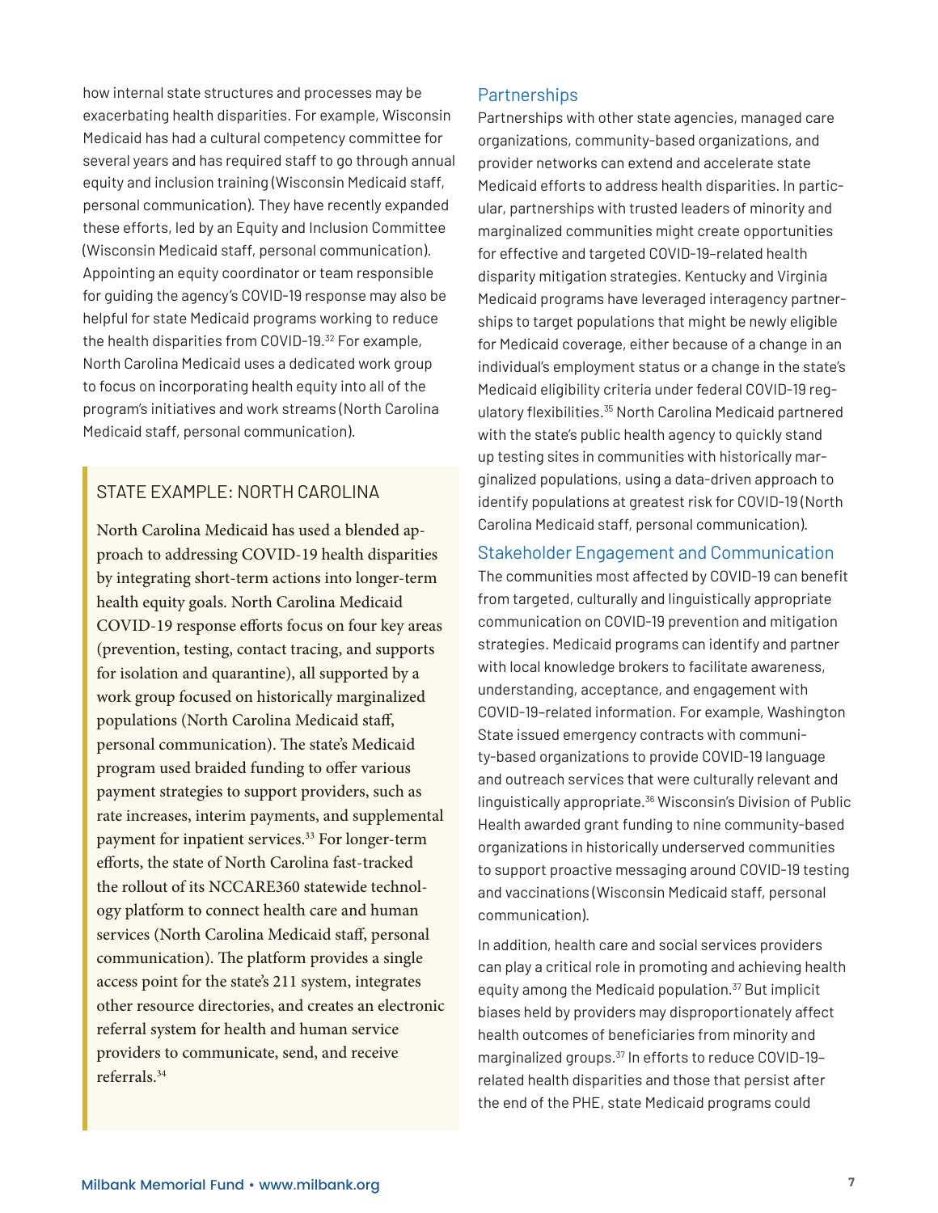how internal state structures and processes may be exacerbating health disparities. For example, Wisconsin Medicaid has had a cultural competency committee for several years and has required staff to go through annual equity and inclusion training (Wisconsin Medicaid staff, personal communication). They have recently expanded these efforts, led by an Equity and Inclusion Committee (Wisconsin Medicaid staff, personal communication). Appointing an equity coordinator or team responsible for guiding the agency's COVID-19 response may also be helpful for state Medicaid programs working to reduce the health disparities from COVID-19.[32] For example, North Carolina Medicaid uses a dedicated work group to focus on incorporating health equity into all of the program's initiatives and work streams (North Carolina Medicaid staff, personal communication).

### STATE EXAMPLE: NORTH CAROLINA

North Carolina Medicaid has used a blended approach to addressing COVID-19 health disparities by integrating short-term actions into longer-term health equity goals. North Carolina Medicaid COVID-19 response efforts focus on four key areas (prevention, testing, contact tracing, and supports for isolation and quarantine), all supported by a work group focused on historically marginalized populations (North Carolina Medicaid staff, personal communication). The state's Medicaid program used braided funding to offer various payment strategies to support providers, such as rate increases, interim payments, and supplemental payment for inpatient services.[33] For longer-term efforts, the state of North Carolina fast-tracked the rollout of its NCCARE360 statewide technology platform to connect health care and human services (North Carolina Medicaid staff, personal communication). The platform provides a single access point for the state's 211 system, integrates other resource directories, and creates an electronic referral system for health and human service providers to communicate, send, and receive referrals.[34]

### Partnerships

Partnerships with other state agencies, managed care organizations, community-based organizations, and provider networks can extend and accelerate state Medicaid efforts to address health disparities. In particular, partnerships with trusted leaders of minority and marginalized communities might create opportunities for effective and targeted COVID-19–related health disparity mitigation strategies. Kentucky and Virginia Medicaid programs have leveraged interagency partnerships to target populations that might be newly eligible for Medicaid coverage, either because of a change in an individual's employment status or a change in the state's Medicaid eligibility criteria under federal COVID-19 regulatory flexibilities.[35] North Carolina Medicaid partnered with the state's public health agency to quickly stand up testing sites in communities with historically marginalized populations, using a data-driven approach to identify populations at greatest risk for COVID-19 (North Carolina Medicaid staff, personal communication).

### Stakeholder Engagement and Communication

The communities most affected by COVID-19 can benefit from targeted, culturally and linguistically appropriate communication on COVID-19 prevention and mitigation strategies. Medicaid programs can identify and partner with local knowledge brokers to facilitate awareness, understanding, acceptance, and engagement with COVID-19–related information. For example, Washington State issued emergency contracts with community-based organizations to provide COVID-19 language and outreach services that were culturally relevant and linguistically appropriate.[36] Wisconsin's Division of Public Health awarded grant funding to nine community-based organizations in historically underserved communities to support proactive messaging around COVID-19 testing and vaccinations (Wisconsin Medicaid staff, personal communication).

In addition, health care and social services providers can play a critical role in promoting and achieving health equity among the Medicaid population.[37] But implicit biases held by providers may disproportionately affect health outcomes of beneficiaries from minority and marginalized groups.[37] In efforts to reduce COVID-19–related health disparities and those that persist after the end of the PHE, state Medicaid programs could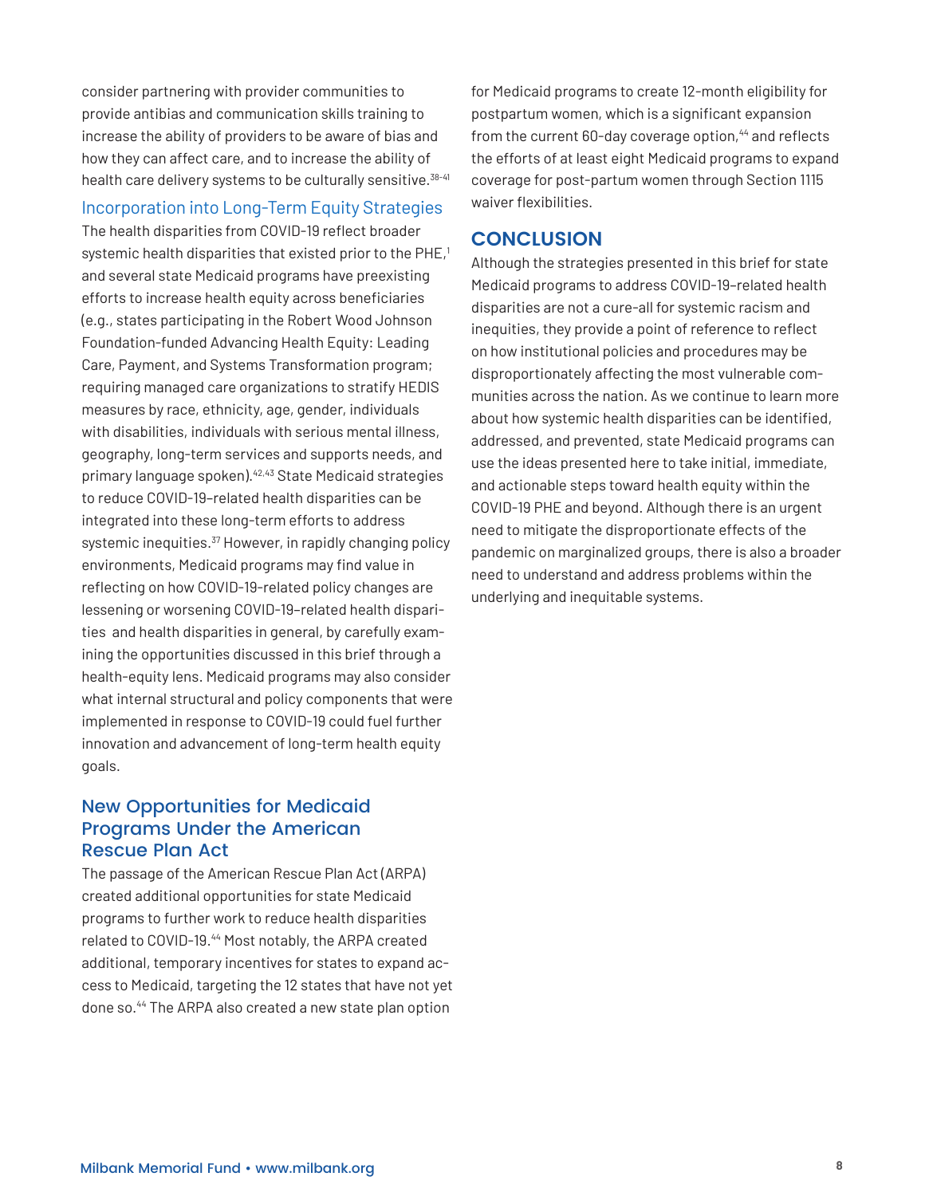consider partnering with provider communities to provide antibias and communication skills training to increase the ability of providers to be aware of bias and how they can affect care, and to increase the ability of health care delivery systems to be culturally sensitive.[38-41]

### Incorporation into Long-Term Equity Strategies

The health disparities from COVID-19 reflect broader systemic health disparities that existed prior to the PHE,[1] and several state Medicaid programs have preexisting efforts to increase health equity across beneficiaries (e.g., states participating in the Robert Wood Johnson Foundation-funded Advancing Health Equity: Leading Care, Payment, and Systems Transformation program; requiring managed care organizations to stratify HEDIS measures by race, ethnicity, age, gender, individuals with disabilities, individuals with serious mental illness, geography, long-term services and supports needs, and primary language spoken).[42,43] State Medicaid strategies to reduce COVID-19–related health disparities can be integrated into these long-term efforts to address systemic inequities.[37] However, in rapidly changing policy environments, Medicaid programs may find value in reflecting on how COVID-19-related policy changes are lessening or worsening COVID-19–related health disparities and health disparities in general, by carefully examining the opportunities discussed in this brief through a health-equity lens. Medicaid programs may also consider what internal structural and policy components that were implemented in response to COVID-19 could fuel further innovation and advancement of long-term health equity goals.

### New Opportunities for Medicaid Programs Under the American Rescue Plan Act

The passage of the American Rescue Plan Act (ARPA) created additional opportunities for state Medicaid programs to further work to reduce health disparities related to COVID-19.[44] Most notably, the ARPA created additional, temporary incentives for states to expand access to Medicaid, targeting the 12 states that have not yet done so.[44] The ARPA also created a new state plan option for Medicaid programs to create 12-month eligibility for postpartum women, which is a significant expansion from the current 60-day coverage option,[44] and reflects the efforts of at least eight Medicaid programs to expand coverage for post-partum women through Section 1115 waiver flexibilities.

## CONCLUSION

Although the strategies presented in this brief for state Medicaid programs to address COVID-19–related health disparities are not a cure-all for systemic racism and inequities, they provide a point of reference to reflect on how institutional policies and procedures may be disproportionately affecting the most vulnerable communities across the nation. As we continue to learn more about how systemic health disparities can be identified, addressed, and prevented, state Medicaid programs can use the ideas presented here to take initial, immediate, and actionable steps toward health equity within the COVID-19 PHE and beyond. Although there is an urgent need to mitigate the disproportionate effects of the pandemic on marginalized groups, there is also a broader need to understand and address problems within the underlying and inequitable systems.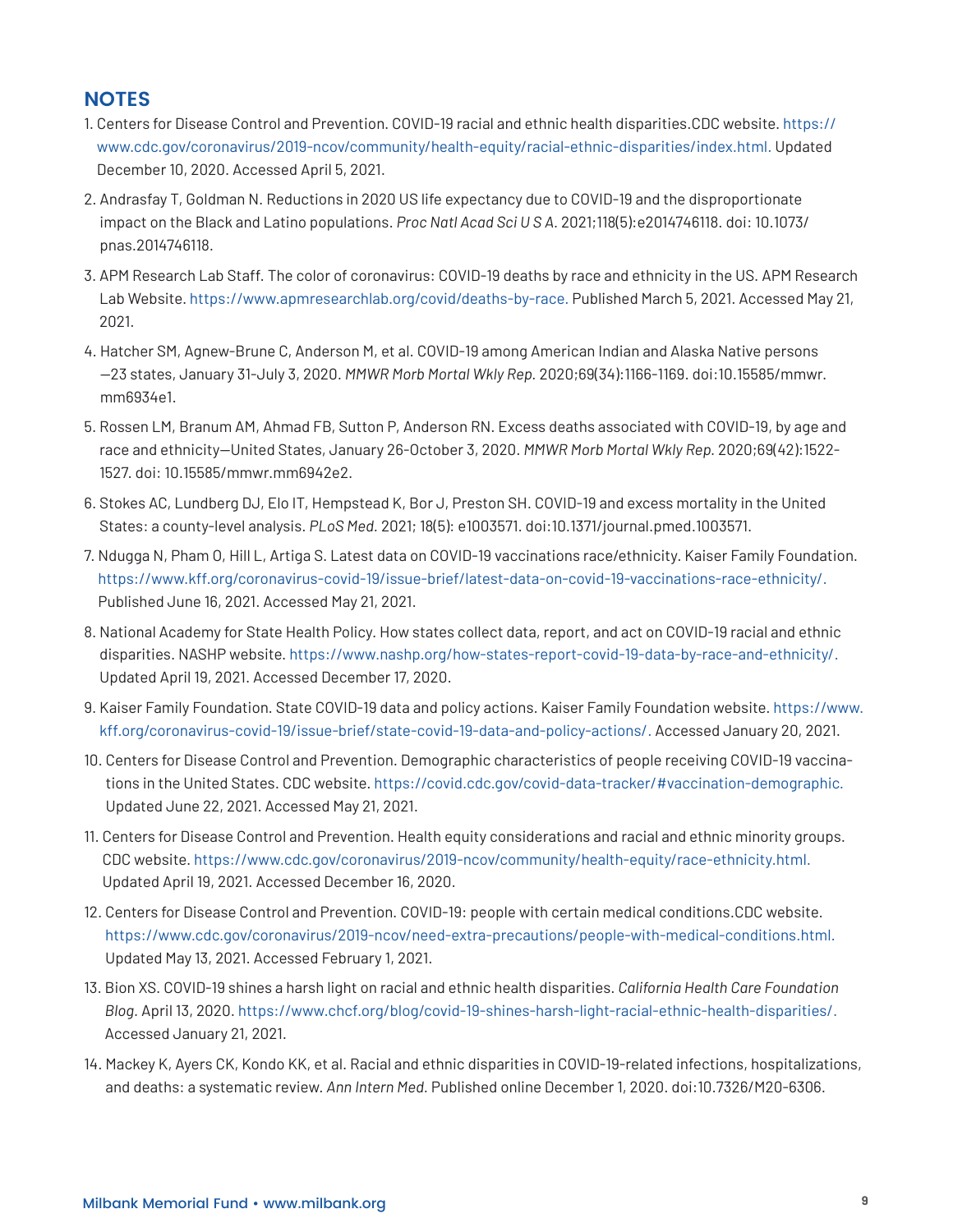## NOTES

1. Centers for Disease Control and Prevention. COVID-19 racial and ethnic health disparities.CDC website. https://www.cdc.gov/coronavirus/2019-ncov/community/health-equity/racial-ethnic-disparities/index.html. Updated December 10, 2020. Accessed April 5, 2021.
2. Andrasfay T, Goldman N. Reductions in 2020 US life expectancy due to COVID-19 and the disproportionate impact on the Black and Latino populations. *Proc Natl Acad Sci U S A.* 2021;118(5):e2014746118. doi: 10.1073/pnas.2014746118.
3. APM Research Lab Staff. The color of coronavirus: COVID-19 deaths by race and ethnicity in the US. APM Research Lab Website. https://www.apmresearchlab.org/covid/deaths-by-race. Published March 5, 2021. Accessed May 21, 2021.
4. Hatcher SM, Agnew-Brune C, Anderson M, et al. COVID-19 among American Indian and Alaska Native persons—23 states, January 31-July 3, 2020. *MMWR Morb Mortal Wkly Rep.* 2020;69(34):1166-1169. doi:10.15585/mmwr.mm6934e1.
5. Rossen LM, Branum AM, Ahmad FB, Sutton P, Anderson RN. Excess deaths associated with COVID-19, by age and race and ethnicity—United States, January 26-October 3, 2020. *MMWR Morb Mortal Wkly Rep.* 2020;69(42):1522-1527. doi: 10.15585/mmwr.mm6942e2.
6. Stokes AC, Lundberg DJ, Elo IT, Hempstead K, Bor J, Preston SH. COVID-19 and excess mortality in the United States: a county-level analysis. *PLoS Med.* 2021; 18(5): e1003571. doi:10.1371/journal.pmed.1003571.
7. Ndugga N, Pham O, Hill L, Artiga S. Latest data on COVID-19 vaccinations race/ethnicity. Kaiser Family Foundation. https://www.kff.org/coronavirus-covid-19/issue-brief/latest-data-on-covid-19-vaccinations-race-ethnicity/. Published June 16, 2021. Accessed May 21, 2021.
8. National Academy for State Health Policy. How states collect data, report, and act on COVID-19 racial and ethnic disparities. NASHP website. https://www.nashp.org/how-states-report-covid-19-data-by-race-and-ethnicity/. Updated April 19, 2021. Accessed December 17, 2020.
9. Kaiser Family Foundation. State COVID-19 data and policy actions. Kaiser Family Foundation website. https://www.kff.org/coronavirus-covid-19/issue-brief/state-covid-19-data-and-policy-actions/. Accessed January 20, 2021.
10. Centers for Disease Control and Prevention. Demographic characteristics of people receiving COVID-19 vaccinations in the United States. CDC website. https://covid.cdc.gov/covid-data-tracker/#vaccination-demographic. Updated June 22, 2021. Accessed May 21, 2021.
11. Centers for Disease Control and Prevention. Health equity considerations and racial and ethnic minority groups. CDC website. https://www.cdc.gov/coronavirus/2019-ncov/community/health-equity/race-ethnicity.html. Updated April 19, 2021. Accessed December 16, 2020.
12. Centers for Disease Control and Prevention. COVID-19: people with certain medical conditions.CDC website. https://www.cdc.gov/coronavirus/2019-ncov/need-extra-precautions/people-with-medical-conditions.html. Updated May 13, 2021. Accessed February 1, 2021.
13. Bion XS. COVID-19 shines a harsh light on racial and ethnic health disparities. *California Health Care Foundation Blog.* April 13, 2020. https://www.chcf.org/blog/covid-19-shines-harsh-light-racial-ethnic-health-disparities/. Accessed January 21, 2021.
14. Mackey K, Ayers CK, Kondo KK, et al. Racial and ethnic disparities in COVID-19-related infections, hospitalizations, and deaths: a systematic review. *Ann Intern Med.* Published online December 1, 2020. doi:10.7326/M20-6306.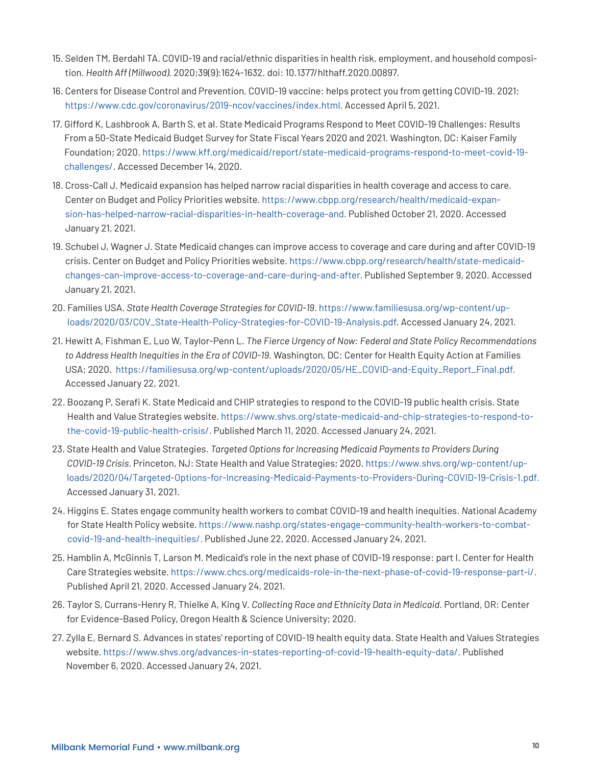15. Selden TM, Berdahl TA. COVID-19 and racial/ethnic disparities in health risk, employment, and household composition. *Health Aff (Millwood).* 2020;39(9):1624-1632. doi: 10.1377/hlthaff.2020.00897.

16. Centers for Disease Control and Prevention. COVID-19 vaccine: helps protect you from getting COVID-19. 2021; https://www.cdc.gov/coronavirus/2019-ncov/vaccines/index.html. Accessed April 5, 2021.

17. Gifford K, Lashbrook A, Barth S, et al. State Medicaid Programs Respond to Meet COVID-19 Challenges: Results From a 50-State Medicaid Budget Survey for State Fiscal Years 2020 and 2021. Washington, DC: Kaiser Family Foundation; 2020. https://www.kff.org/medicaid/report/state-medicaid-programs-respond-to-meet-covid-19-challenges/. Accessed December 14, 2020.

18. Cross-Call J. Medicaid expansion has helped narrow racial disparities in health coverage and access to care. Center on Budget and Policy Priorities website. https://www.cbpp.org/research/health/medicaid-expansion-has-helped-narrow-racial-disparities-in-health-coverage-and. Published October 21, 2020. Accessed January 21, 2021.

19. Schubel J, Wagner J. State Medicaid changes can improve access to coverage and care during and after COVID-19 crisis. Center on Budget and Policy Priorities website. https://www.cbpp.org/research/health/state-medicaid-changes-can-improve-access-to-coverage-and-care-during-and-after. Published September 9, 2020. Accessed January 21, 2021.

20. Families USA. *State Health Coverage Strategies for COVID-19*. https://www.familiesusa.org/wp-content/uploads/2020/03/COV_State-Health-Policy-Strategies-for-COVID-19-Analysis.pdf. Accessed January 24, 2021.

21. Hewitt A, Fishman E, Luo W, Taylor-Penn L. *The Fierce Urgency of Now: Federal and State Policy Recommendations to Address Health Inequities in the Era of COVID-19.* Washington, DC: Center for Health Equity Action at Families USA; 2020. https://familiesusa.org/wp-content/uploads/2020/05/HE_COVID-and-Equity_Report_Final.pdf. Accessed January 22, 2021.

22. Boozang P, Serafi K. State Medicaid and CHIP strategies to respond to the COVID-19 public health crisis. State Health and Value Strategies website. https://www.shvs.org/state-medicaid-and-chip-strategies-to-respond-to-the-covid-19-public-health-crisis/. Published March 11, 2020. Accessed January 24, 2021.

23. State Health and Value Strategies. *Targeted Options for Increasing Medicaid Payments to Providers During COVID-19 Crisis.* Princeton, NJ: State Health and Value Strategies; 2020. https://www.shvs.org/wp-content/uploads/2020/04/Targeted-Options-for-Increasing-Medicaid-Payments-to-Providers-During-COVID-19-Crisis-1.pdf. Accessed January 31, 2021.

24. Higgins E. States engage community health workers to combat COVID-19 and health inequities. National Academy for State Health Policy website. https://www.nashp.org/states-engage-community-health-workers-to-combat-covid-19-and-health-inequities/. Published June 22, 2020. Accessed January 24, 2021.

25. Hamblin A, McGinnis T, Larson M. Medicaid's role in the next phase of COVID-19 response: part I. Center for Health Care Strategies website. https://www.chcs.org/medicaids-role-in-the-next-phase-of-covid-19-response-part-i/. Published April 21, 2020. Accessed January 24, 2021.

26. Taylor S, Currans-Henry R, Thielke A, King V. *Collecting Race and Ethnicity Data in Medicaid.* Portland, OR: Center for Evidence-Based Policy, Oregon Health & Science University; 2020.

27. Zylla E, Bernard S. Advances in states' reporting of COVID-19 health equity data. State Health and Values Strategies website. https://www.shvs.org/advances-in-states-reporting-of-covid-19-health-equity-data/. Published November 6, 2020. Accessed January 24, 2021.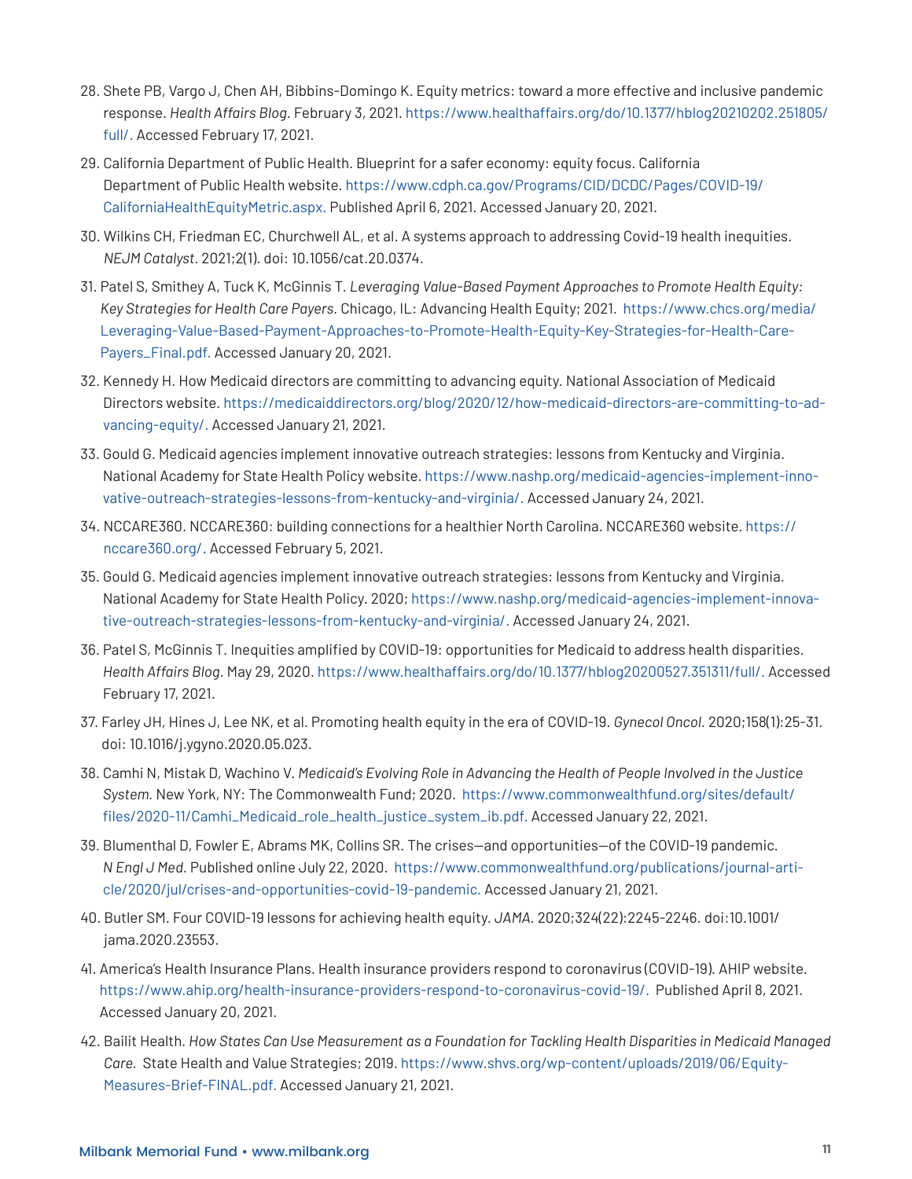28. Shete PB, Vargo J, Chen AH, Bibbins-Domingo K. Equity metrics: toward a more effective and inclusive pandemic response. *Health Affairs Blog*. February 3, 2021. https://www.healthaffairs.org/do/10.1377/hblog20210202.251805/full/. Accessed February 17, 2021.

29. California Department of Public Health. Blueprint for a safer economy: equity focus. California Department of Public Health website. https://www.cdph.ca.gov/Programs/CID/DCDC/Pages/COVID-19/CaliforniaHealthEquityMetric.aspx. Published April 6, 2021. Accessed January 20, 2021.

30. Wilkins CH, Friedman EC, Churchwell AL, et al. A systems approach to addressing Covid-19 health inequities. *NEJM Catalyst*. 2021;2(1). doi: 10.1056/cat.20.0374.

31. Patel S, Smithey A, Tuck K, McGinnis T. *Leveraging Value-Based Payment Approaches to Promote Health Equity: Key Strategies for Health Care Payers*. Chicago, IL: Advancing Health Equity; 2021. https://www.chcs.org/media/Leveraging-Value-Based-Payment-Approaches-to-Promote-Health-Equity-Key-Strategies-for-Health-Care-Payers_Final.pdf. Accessed January 20, 2021.

32. Kennedy H. How Medicaid directors are committing to advancing equity. National Association of Medicaid Directors website. https://medicaiddirectors.org/blog/2020/12/how-medicaid-directors-are-committing-to-advancing-equity/. Accessed January 21, 2021.

33. Gould G. Medicaid agencies implement innovative outreach strategies: lessons from Kentucky and Virginia. National Academy for State Health Policy website. https://www.nashp.org/medicaid-agencies-implement-innovative-outreach-strategies-lessons-from-kentucky-and-virginia/. Accessed January 24, 2021.

34. NCCARE360. NCCARE360: building connections for a healthier North Carolina. NCCARE360 website. https://nccare360.org/. Accessed February 5, 2021.

35. Gould G. Medicaid agencies implement innovative outreach strategies: lessons from Kentucky and Virginia. National Academy for State Health Policy. 2020; https://www.nashp.org/medicaid-agencies-implement-innovative-outreach-strategies-lessons-from-kentucky-and-virginia/. Accessed January 24, 2021.

36. Patel S, McGinnis T. Inequities amplified by COVID-19: opportunities for Medicaid to address health disparities. *Health Affairs Blog*. May 29, 2020. https://www.healthaffairs.org/do/10.1377/hblog20200527.351311/full/. Accessed February 17, 2021.

37. Farley JH, Hines J, Lee NK, et al. Promoting health equity in the era of COVID-19. *Gynecol Oncol*. 2020;158(1):25-31. doi: 10.1016/j.ygyno.2020.05.023.

38. Camhi N, Mistak D, Wachino V. *Medicaid's Evolving Role in Advancing the Health of People Involved in the Justice System*. New York, NY: The Commonwealth Fund; 2020. https://www.commonwealthfund.org/sites/default/files/2020-11/Camhi_Medicaid_role_health_justice_system_ib.pdf. Accessed January 22, 2021.

39. Blumenthal D, Fowler E, Abrams MK, Collins SR. The crises—and opportunities—of the COVID-19 pandemic. *N Engl J Med*. Published online July 22, 2020. https://www.commonwealthfund.org/publications/journal-article/2020/jul/crises-and-opportunities-covid-19-pandemic. Accessed January 21, 2021.

40. Butler SM. Four COVID-19 lessons for achieving health equity. *JAMA*. 2020;324(22):2245-2246. doi:10.1001/jama.2020.23553.

41. America's Health Insurance Plans. Health insurance providers respond to coronavirus (COVID-19). AHIP website. https://www.ahip.org/health-insurance-providers-respond-to-coronavirus-covid-19/. Published April 8, 2021. Accessed January 20, 2021.

42. Bailit Health. *How States Can Use Measurement as a Foundation for Tackling Health Disparities in Medicaid Managed Care*. State Health and Value Strategies; 2019. https://www.shvs.org/wp-content/uploads/2019/06/Equity-Measures-Brief-FINAL.pdf. Accessed January 21, 2021.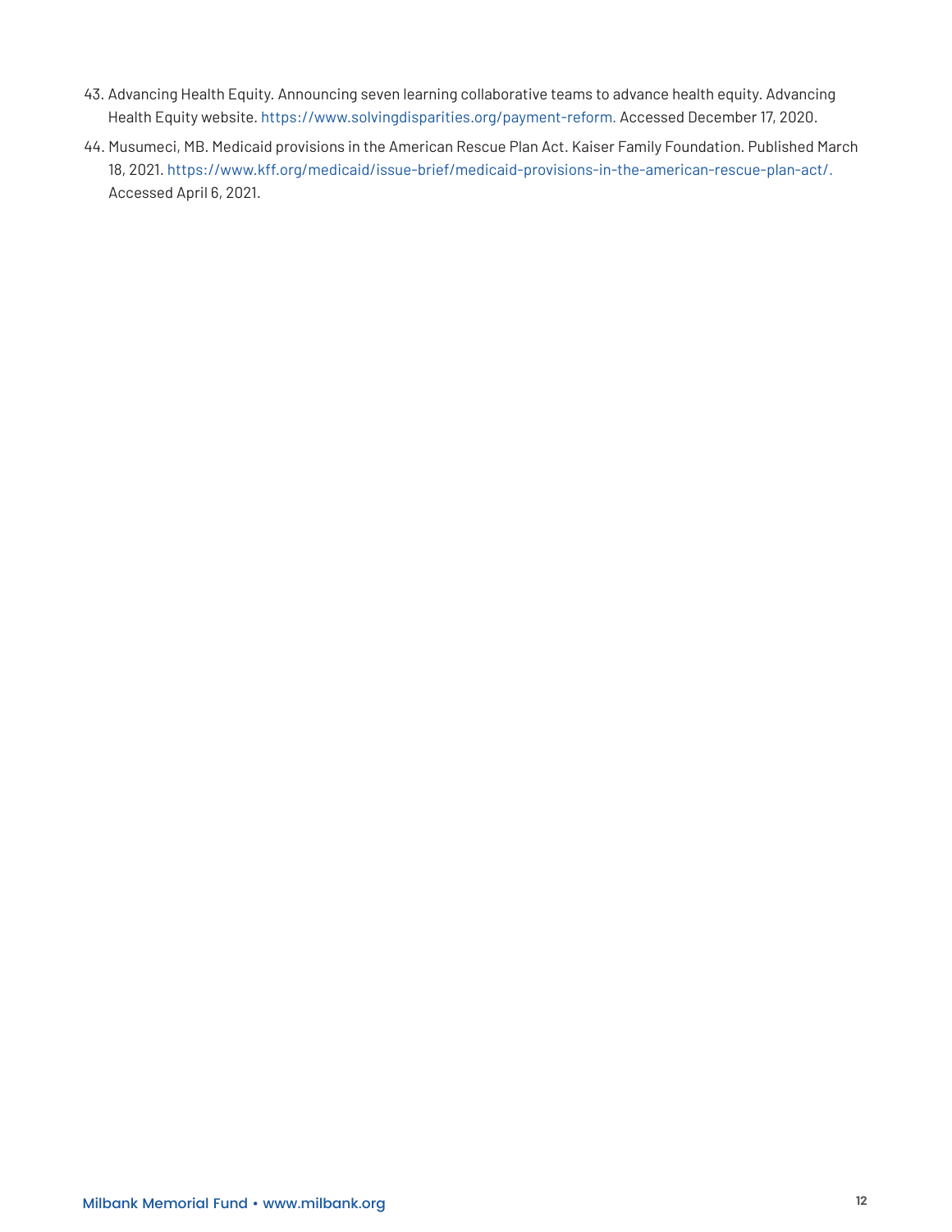43. Advancing Health Equity. Announcing seven learning collaborative teams to advance health equity. Advancing Health Equity website. https://www.solvingdisparities.org/payment-reform. Accessed December 17, 2020.
44. Musumeci, MB. Medicaid provisions in the American Rescue Plan Act. Kaiser Family Foundation. Published March 18, 2021. https://www.kff.org/medicaid/issue-brief/medicaid-provisions-in-the-american-rescue-plan-act/. Accessed April 6, 2021.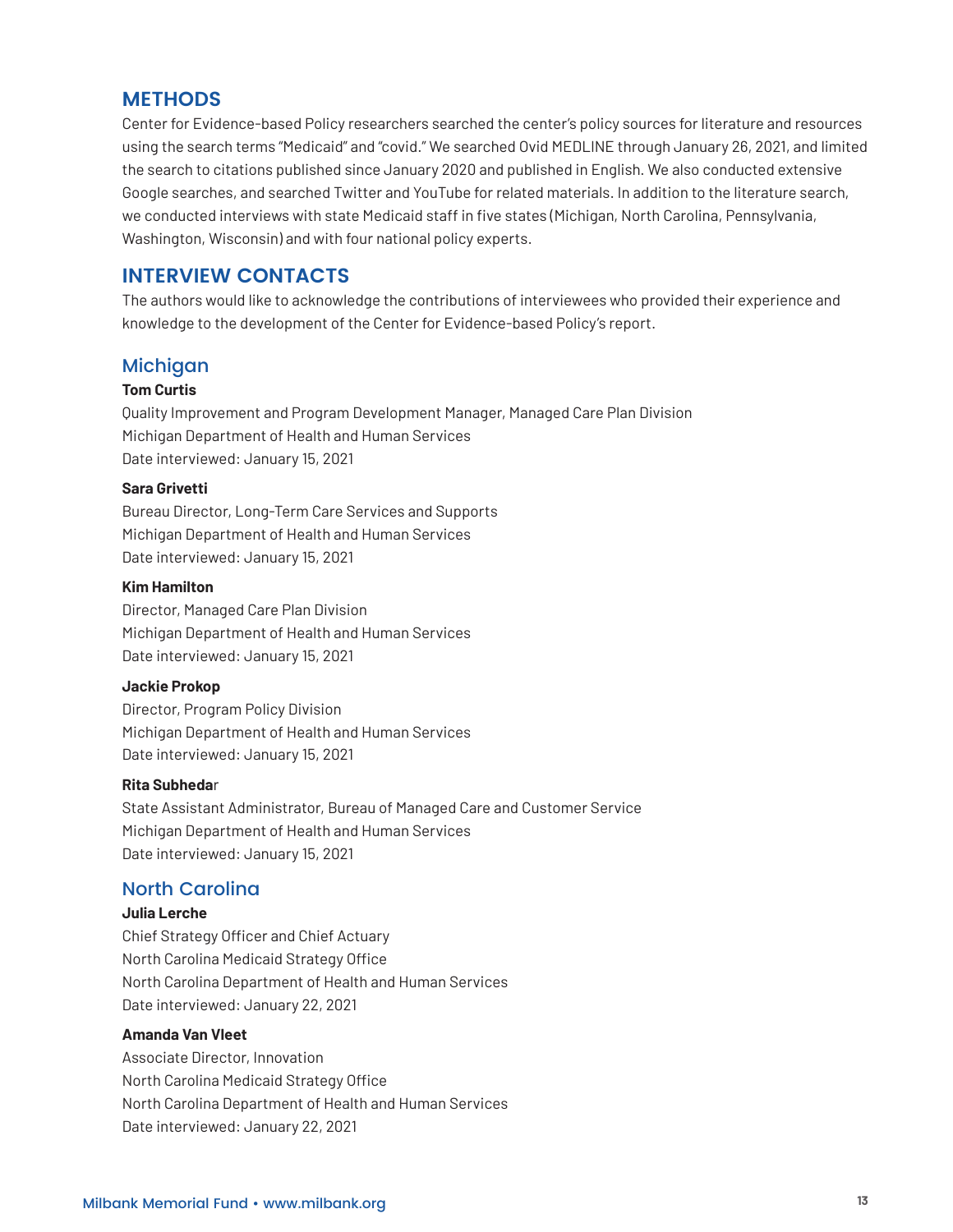## METHODS

Center for Evidence-based Policy researchers searched the center's policy sources for literature and resources using the search terms "Medicaid" and "covid." We searched Ovid MEDLINE through January 26, 2021, and limited the search to citations published since January 2020 and published in English. We also conducted extensive Google searches, and searched Twitter and YouTube for related materials. In addition to the literature search, we conducted interviews with state Medicaid staff in five states (Michigan, North Carolina, Pennsylvania, Washington, Wisconsin) and with four national policy experts.

## INTERVIEW CONTACTS

The authors would like to acknowledge the contributions of interviewees who provided their experience and knowledge to the development of the Center for Evidence-based Policy's report.

### Michigan

**Tom Curtis**
Quality Improvement and Program Development Manager, Managed Care Plan Division
Michigan Department of Health and Human Services
Date interviewed: January 15, 2021

**Sara Grivetti**
Bureau Director, Long-Term Care Services and Supports
Michigan Department of Health and Human Services
Date interviewed: January 15, 2021

**Kim Hamilton**
Director, Managed Care Plan Division
Michigan Department of Health and Human Services
Date interviewed: January 15, 2021

**Jackie Prokop**
Director, Program Policy Division
Michigan Department of Health and Human Services
Date interviewed: January 15, 2021

**Rita Subhedar**
State Assistant Administrator, Bureau of Managed Care and Customer Service
Michigan Department of Health and Human Services
Date interviewed: January 15, 2021

### North Carolina

**Julia Lerche**
Chief Strategy Officer and Chief Actuary
North Carolina Medicaid Strategy Office
North Carolina Department of Health and Human Services
Date interviewed: January 22, 2021

**Amanda Van Vleet**
Associate Director, Innovation
North Carolina Medicaid Strategy Office
North Carolina Department of Health and Human Services
Date interviewed: January 22, 2021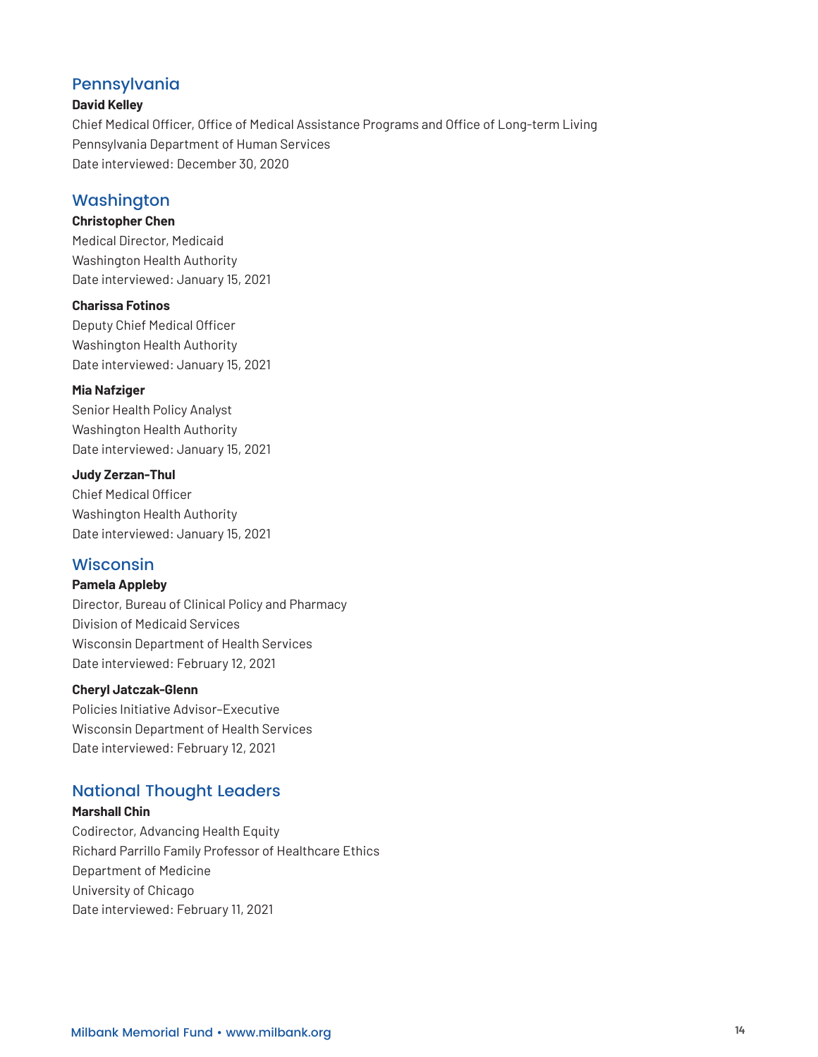## Pennsylvania

**David Kelley**
Chief Medical Officer, Office of Medical Assistance Programs and Office of Long-term Living
Pennsylvania Department of Human Services
Date interviewed: December 30, 2020

## Washington

**Christopher Chen**
Medical Director, Medicaid
Washington Health Authority
Date interviewed: January 15, 2021

**Charissa Fotinos**
Deputy Chief Medical Officer
Washington Health Authority
Date interviewed: January 15, 2021

**Mia Nafziger**
Senior Health Policy Analyst
Washington Health Authority
Date interviewed: January 15, 2021

**Judy Zerzan-Thul**
Chief Medical Officer
Washington Health Authority
Date interviewed: January 15, 2021

## Wisconsin

**Pamela Appleby**
Director, Bureau of Clinical Policy and Pharmacy
Division of Medicaid Services
Wisconsin Department of Health Services
Date interviewed: February 12, 2021

**Cheryl Jatczak-Glenn**
Policies Initiative Advisor–Executive
Wisconsin Department of Health Services
Date interviewed: February 12, 2021

## National Thought Leaders

**Marshall Chin**
Codirector, Advancing Health Equity
Richard Parrillo Family Professor of Healthcare Ethics
Department of Medicine
University of Chicago
Date interviewed: February 11, 2021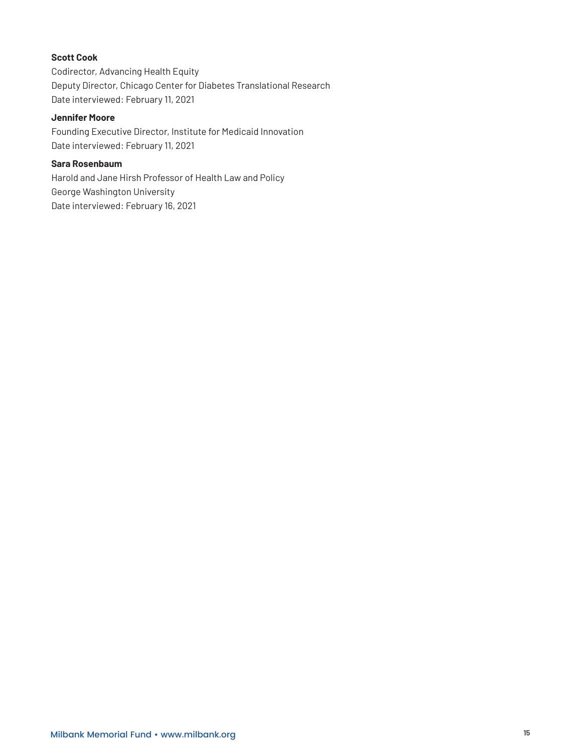**Scott Cook**
Codirector, Advancing Health Equity
Deputy Director, Chicago Center for Diabetes Translational Research
Date interviewed: February 11, 2021

**Jennifer Moore**
Founding Executive Director, Institute for Medicaid Innovation
Date interviewed: February 11, 2021

**Sara Rosenbaum**
Harold and Jane Hirsh Professor of Health Law and Policy
George Washington University
Date interviewed: February 16, 2021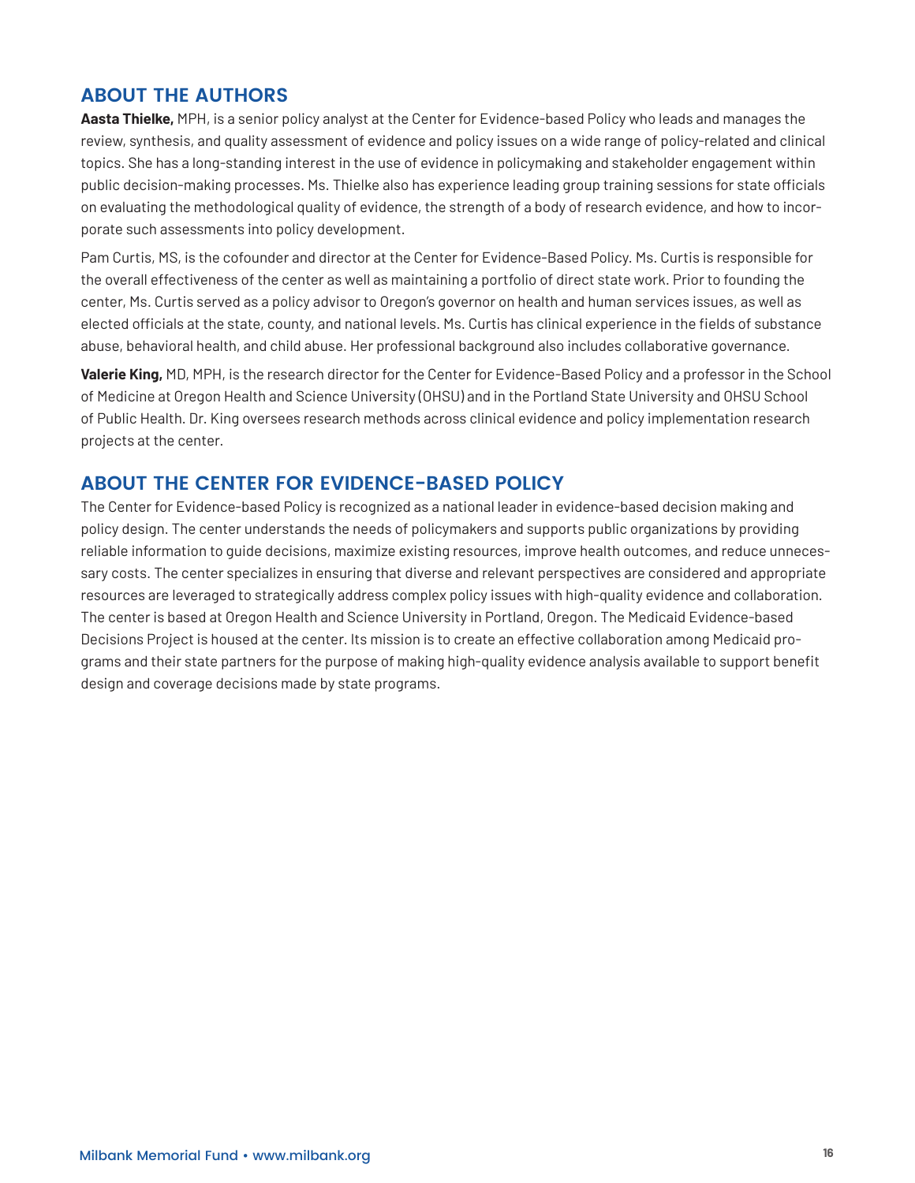## ABOUT THE AUTHORS

**Aasta Thielke,** MPH, is a senior policy analyst at the Center for Evidence-based Policy who leads and manages the review, synthesis, and quality assessment of evidence and policy issues on a wide range of policy-related and clinical topics. She has a long-standing interest in the use of evidence in policymaking and stakeholder engagement within public decision-making processes. Ms. Thielke also has experience leading group training sessions for state officials on evaluating the methodological quality of evidence, the strength of a body of research evidence, and how to incorporate such assessments into policy development.

Pam Curtis, MS, is the cofounder and director at the Center for Evidence-Based Policy. Ms. Curtis is responsible for the overall effectiveness of the center as well as maintaining a portfolio of direct state work. Prior to founding the center, Ms. Curtis served as a policy advisor to Oregon's governor on health and human services issues, as well as elected officials at the state, county, and national levels. Ms. Curtis has clinical experience in the fields of substance abuse, behavioral health, and child abuse. Her professional background also includes collaborative governance.

**Valerie King,** MD, MPH, is the research director for the Center for Evidence-Based Policy and a professor in the School of Medicine at Oregon Health and Science University (OHSU) and in the Portland State University and OHSU School of Public Health. Dr. King oversees research methods across clinical evidence and policy implementation research projects at the center.

## ABOUT THE CENTER FOR EVIDENCE-BASED POLICY

The Center for Evidence-based Policy is recognized as a national leader in evidence-based decision making and policy design. The center understands the needs of policymakers and supports public organizations by providing reliable information to guide decisions, maximize existing resources, improve health outcomes, and reduce unnecessary costs. The center specializes in ensuring that diverse and relevant perspectives are considered and appropriate resources are leveraged to strategically address complex policy issues with high-quality evidence and collaboration. The center is based at Oregon Health and Science University in Portland, Oregon. The Medicaid Evidence-based Decisions Project is housed at the center. Its mission is to create an effective collaboration among Medicaid programs and their state partners for the purpose of making high-quality evidence analysis available to support benefit design and coverage decisions made by state programs.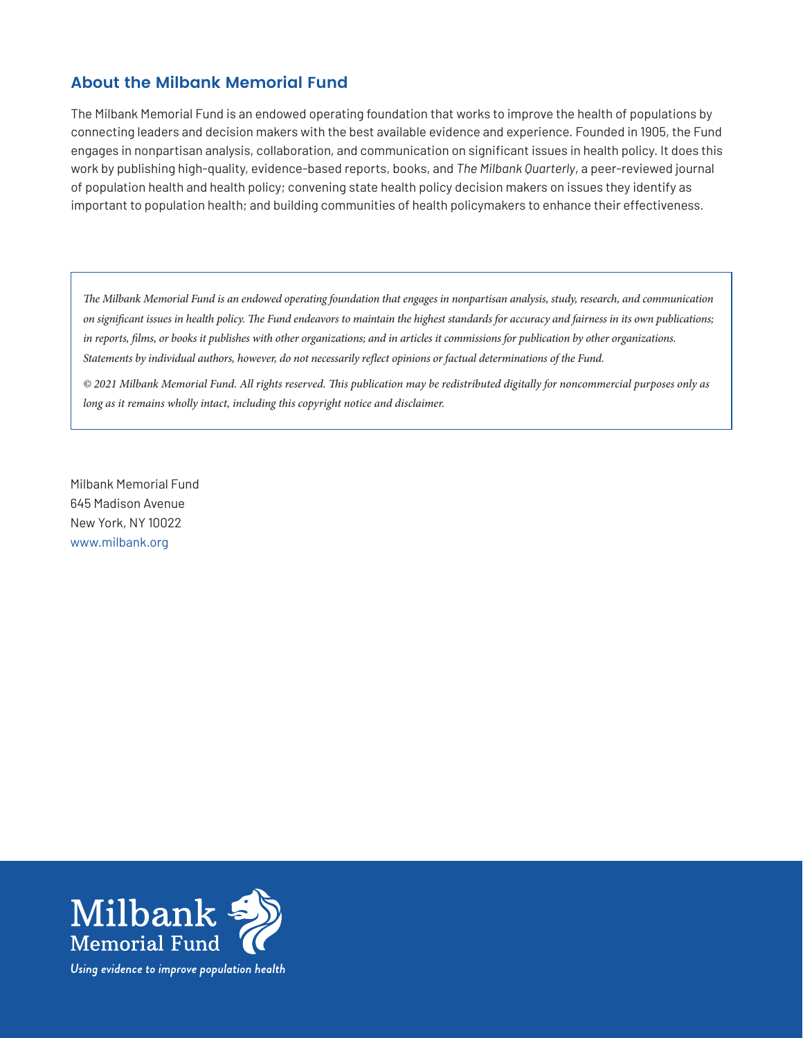## About the Milbank Memorial Fund

The Milbank Memorial Fund is an endowed operating foundation that works to improve the health of populations by connecting leaders and decision makers with the best available evidence and experience. Founded in 1905, the Fund engages in nonpartisan analysis, collaboration, and communication on significant issues in health policy. It does this work by publishing high-quality, evidence-based reports, books, and *The Milbank Quarterly*, a peer-reviewed journal of population health and health policy; convening state health policy decision makers on issues they identify as important to population health; and building communities of health policymakers to enhance their effectiveness.

*The Milbank Memorial Fund is an endowed operating foundation that engages in nonpartisan analysis, study, research, and communication on significant issues in health policy. The Fund endeavors to maintain the highest standards for accuracy and fairness in its own publications; in reports, films, or books it publishes with other organizations; and in articles it commissions for publication by other organizations. Statements by individual authors, however, do not necessarily reflect opinions or factual determinations of the Fund.*

*© 2021 Milbank Memorial Fund. All rights reserved. This publication may be redistributed digitally for noncommercial purposes only as long as it remains wholly intact, including this copyright notice and disclaimer.*

Milbank Memorial Fund
645 Madison Avenue
New York, NY 10022
www.milbank.org

Milbank Memorial Fund

*Using evidence to improve population health*